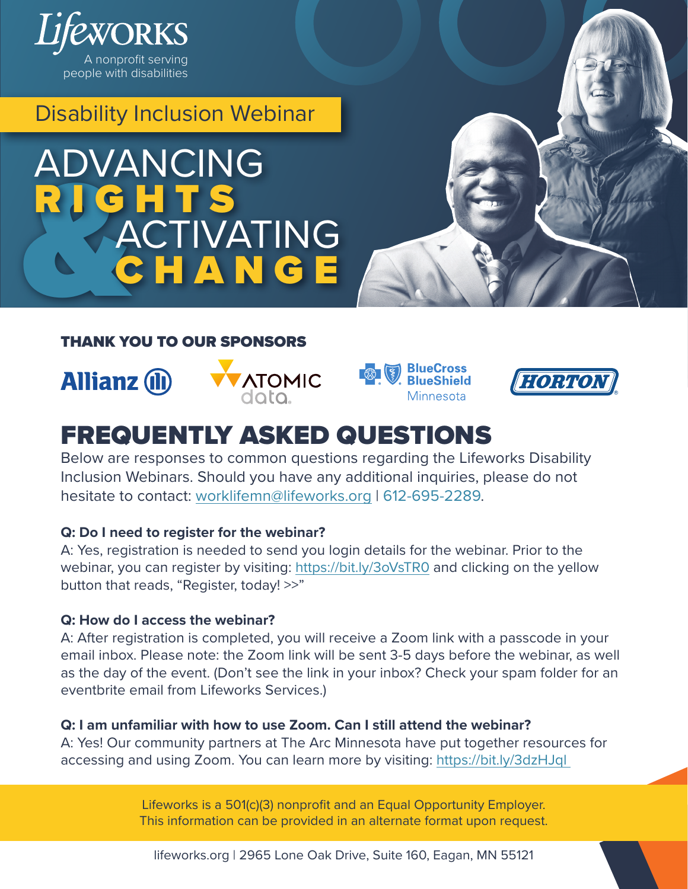Lifeworks

A nonprofit serving people with disabilities

Disability Inclusion Webinar

# ADVANCING RIGHTS & ACTIVATING CHANGE

## THANK YOU TO OUR SPONSORS

Allianz | Atomic Data | BlueCross BlueShield Minnesota | Horton

## FREQUENTLY ASKED QUESTIONS

Below are responses to common questions regarding the Lifeworks Disability Inclusion Webinars. Should you have any additional inquiries, please do not hesitate to contact: worklifemn@lifeworks.org | 612-695-2289.

**Q: Do I need to register for the webinar?**

A: Yes, registration is needed to send you login details for the webinar. Prior to the webinar, you can register by visiting: https://bit.ly/3oVsTR0 and clicking on the yellow button that reads, "Register, today! >>"

**Q: How do I access the webinar?**

A: After registration is completed, you will receive a Zoom link with a passcode in your email inbox. Please note: the Zoom link will be sent 3-5 days before the webinar, as well as the day of the event. (Don't see the link in your inbox? Check your spam folder for an eventbrite email from Lifeworks Services.)

**Q: I am unfamiliar with how to use Zoom. Can I still attend the webinar?**

A: Yes! Our community partners at The Arc Minnesota have put together resources for accessing and using Zoom. You can learn more by visiting: https://bit.ly/3dzHJql

Lifeworks is a 501(c)(3) nonprofit and an Equal Opportunity Employer.
This information can be provided in an alternate format upon request.

lifeworks.org | 2965 Lone Oak Drive, Suite 160, Eagan, MN 55121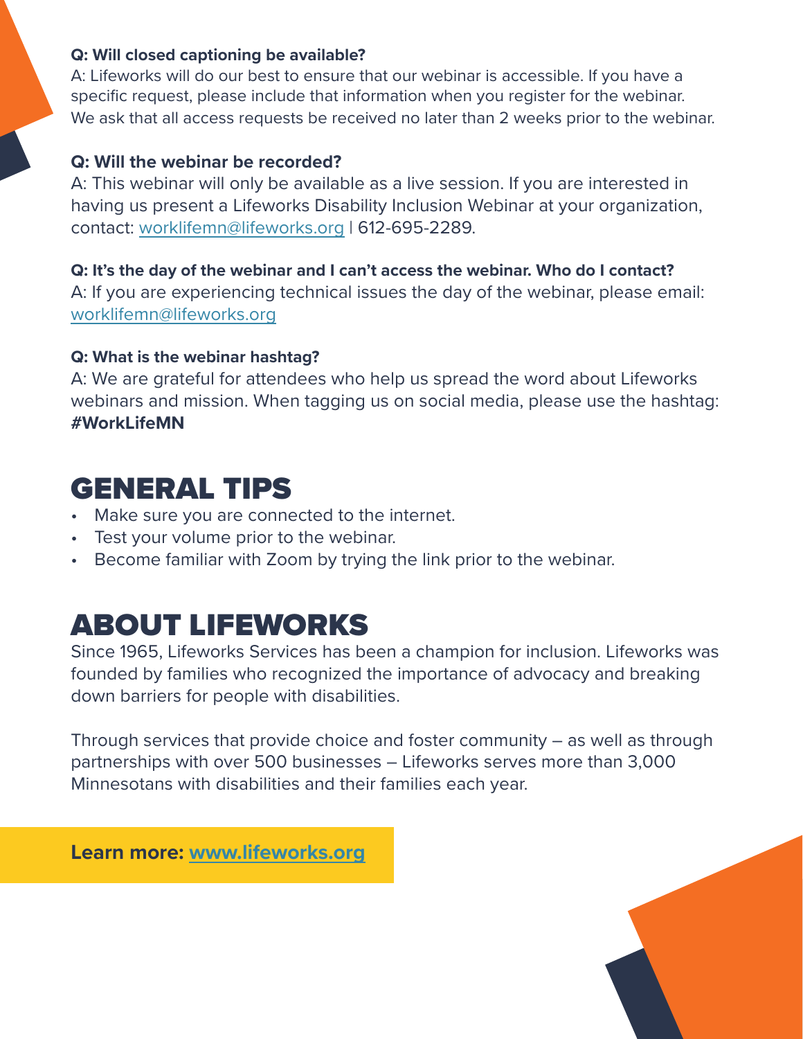**Q: Will closed captioning be available?**

A: Lifeworks will do our best to ensure that our webinar is accessible. If you have a specific request, please include that information when you register for the webinar. We ask that all access requests be received no later than 2 weeks prior to the webinar.

**Q: Will the webinar be recorded?**

A: This webinar will only be available as a live session. If you are interested in having us present a Lifeworks Disability Inclusion Webinar at your organization, contact: worklifemn@lifeworks.org | 612-695-2289.

**Q: It's the day of the webinar and I can't access the webinar. Who do I contact?**

A: If you are experiencing technical issues the day of the webinar, please email: worklifemn@lifeworks.org

**Q: What is the webinar hashtag?**

A: We are grateful for attendees who help us spread the word about Lifeworks webinars and mission. When tagging us on social media, please use the hashtag: **#WorkLifeMN**

## GENERAL TIPS

- Make sure you are connected to the internet.
- Test your volume prior to the webinar.
- Become familiar with Zoom by trying the link prior to the webinar.

## ABOUT LIFEWORKS

Since 1965, Lifeworks Services has been a champion for inclusion. Lifeworks was founded by families who recognized the importance of advocacy and breaking down barriers for people with disabilities.

Through services that provide choice and foster community – as well as through partnerships with over 500 businesses – Lifeworks serves more than 3,000 Minnesotans with disabilities and their families each year.

**Learn more: www.lifeworks.org**